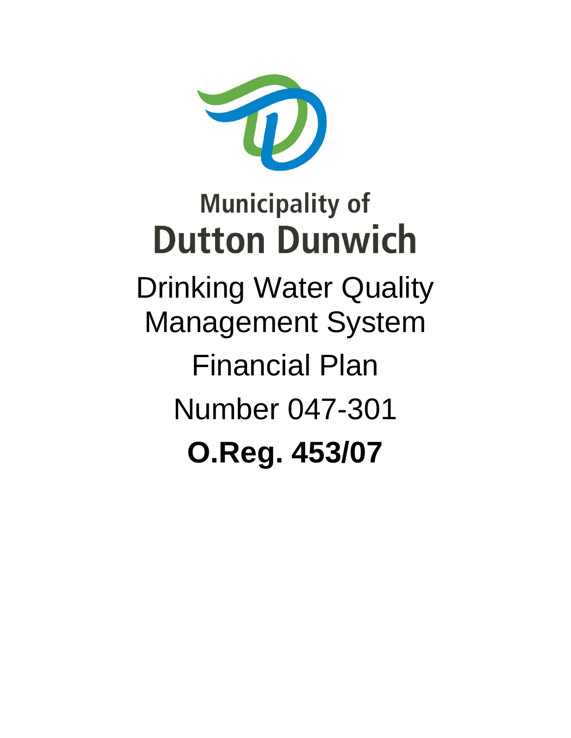# Municipality of Dutton Dunwich

## Drinking Water Quality Management System

## Financial Plan

## Number 047-301

## **O.Reg. 453/07**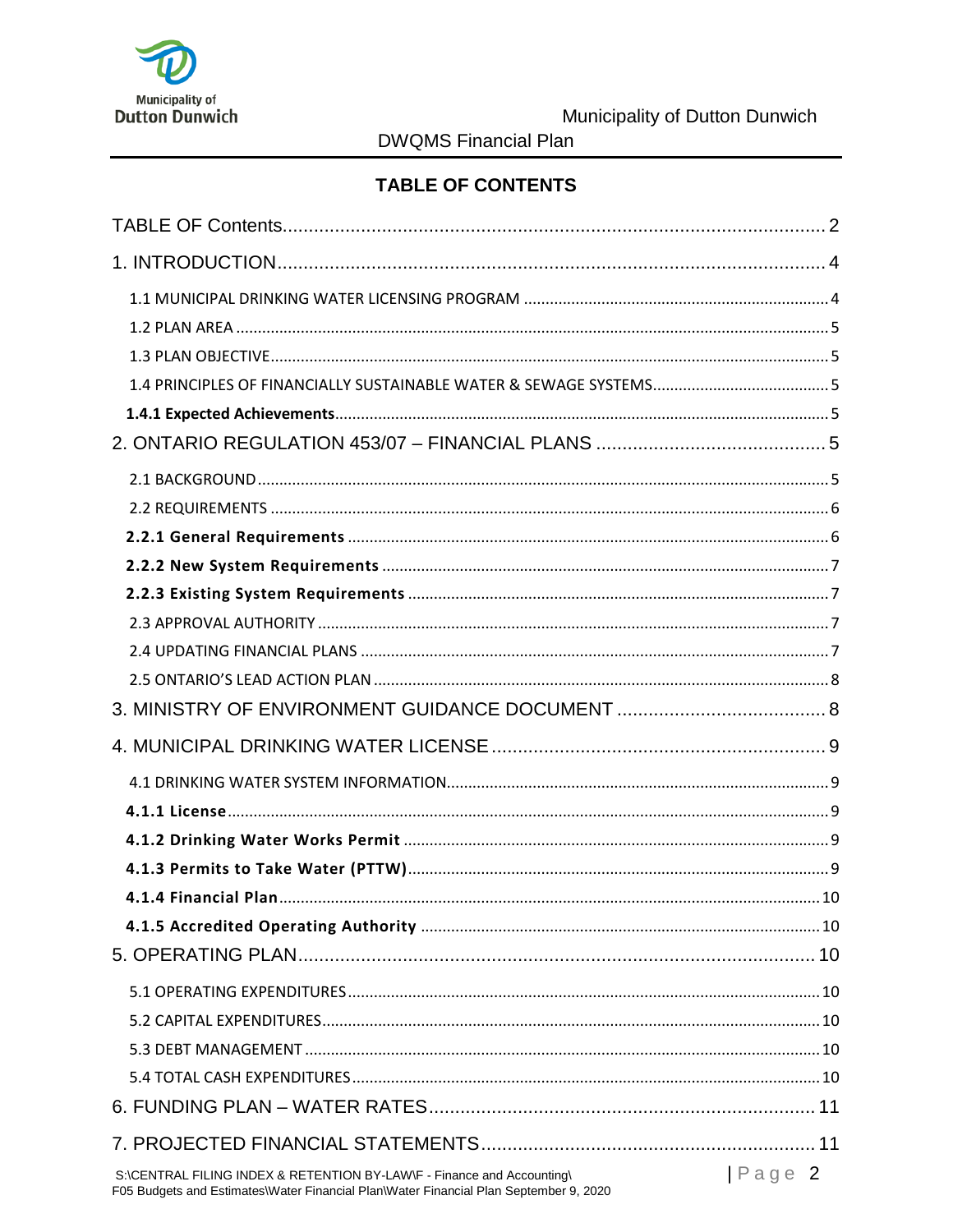## TABLE OF CONTENTS

TABLE OF Contents ........ 2

1. INTRODUCTION ........ 4
   - 1.1 MUNICIPAL DRINKING WATER LICENSING PROGRAM ........ 4
   - 1.2 PLAN AREA ........ 5
   - 1.3 PLAN OBJECTIVE ........ 5
   - 1.4 PRINCIPLES OF FINANCIALLY SUSTAINABLE WATER & SEWAGE SYSTEMS ........ 5
   - **1.4.1 Expected Achievements** ........ 5

2. ONTARIO REGULATION 453/07 – FINANCIAL PLANS ........ 5
   - 2.1 BACKGROUND ........ 5
   - 2.2 REQUIREMENTS ........ 6
   - **2.2.1 General Requirements** ........ 6
   - **2.2.2 New System Requirements** ........ 7
   - **2.2.3 Existing System Requirements** ........ 7
   - 2.3 APPROVAL AUTHORITY ........ 7
   - 2.4 UPDATING FINANCIAL PLANS ........ 7
   - 2.5 ONTARIO'S LEAD ACTION PLAN ........ 8

3. MINISTRY OF ENVIRONMENT GUIDANCE DOCUMENT ........ 8

4. MUNICIPAL DRINKING WATER LICENSE ........ 9
   - 4.1 DRINKING WATER SYSTEM INFORMATION ........ 9
   - **4.1.1 License** ........ 9
   - **4.1.2 Drinking Water Works Permit** ........ 9
   - **4.1.3 Permits to Take Water (PTTW)** ........ 9
   - **4.1.4 Financial Plan** ........ 10
   - **4.1.5 Accredited Operating Authority** ........ 10

5. OPERATING PLAN ........ 10
   - 5.1 OPERATING EXPENDITURES ........ 10
   - 5.2 CAPITAL EXPENDITURES ........ 10
   - 5.3 DEBT MANAGEMENT ........ 10
   - 5.4 TOTAL CASH EXPENDITURES ........ 10

6. FUNDING PLAN – WATER RATES ........ 11

7. PROJECTED FINANCIAL STATEMENTS ........ 11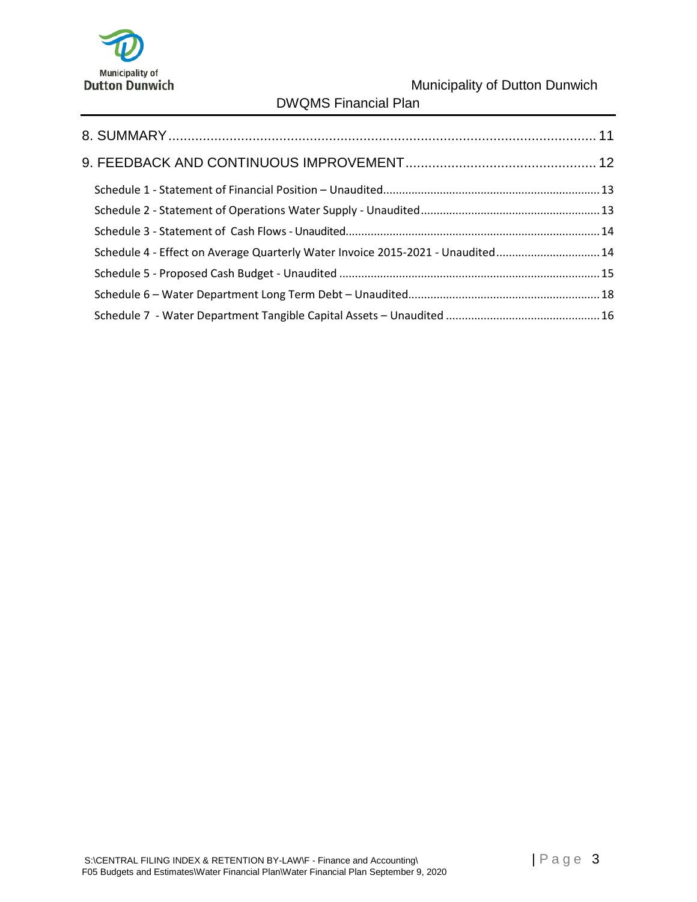8. SUMMARY ........................................................................................................ 11

9. FEEDBACK AND CONTINUOUS IMPROVEMENT ................................................. 12

Schedule 1 - Statement of Financial Position – Unaudited .................................................................... 13

Schedule 2 - Statement of Operations Water Supply - Unaudited ........................................................ 13

Schedule 3 - Statement of Cash Flows - Unaudited ............................................................................... 14

Schedule 4 - Effect on Average Quarterly Water Invoice 2015-2021 - Unaudited ................................ 14

Schedule 5 - Proposed Cash Budget - Unaudited .................................................................................. 15

Schedule 6 – Water Department Long Term Debt – Unaudited ............................................................ 18

Schedule 7 - Water Department Tangible Capital Assets – Unaudited ................................................ 16

S:\CENTRAL FILING INDEX & RETENTION BY-LAW\F - Finance and Accounting\F05 Budgets and Estimates\Water Financial Plan\Water Financial Plan September 9, 2020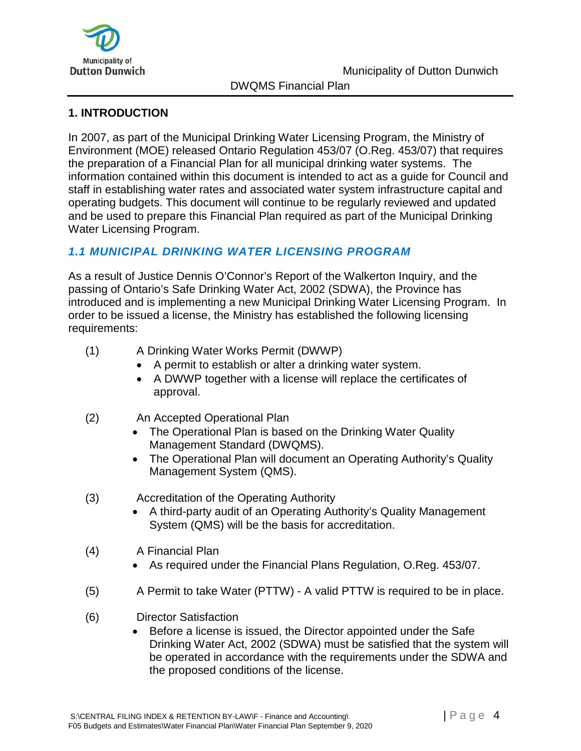## 1. INTRODUCTION

In 2007, as part of the Municipal Drinking Water Licensing Program, the Ministry of Environment (MOE) released Ontario Regulation 453/07 (O.Reg. 453/07) that requires the preparation of a Financial Plan for all municipal drinking water systems. The information contained within this document is intended to act as a guide for Council and staff in establishing water rates and associated water system infrastructure capital and operating budgets. This document will continue to be regularly reviewed and updated and be used to prepare this Financial Plan required as part of the Municipal Drinking Water Licensing Program.

### *1.1 MUNICIPAL DRINKING WATER LICENSING PROGRAM*

As a result of Justice Dennis O'Connor's Report of the Walkerton Inquiry, and the passing of Ontario's Safe Drinking Water Act, 2002 (SDWA), the Province has introduced and is implementing a new Municipal Drinking Water Licensing Program. In order to be issued a license, the Ministry has established the following licensing requirements:

(1) A Drinking Water Works Permit (DWWP)
- A permit to establish or alter a drinking water system.
- A DWWP together with a license will replace the certificates of approval.

(2) An Accepted Operational Plan
- The Operational Plan is based on the Drinking Water Quality Management Standard (DWQMS).
- The Operational Plan will document an Operating Authority's Quality Management System (QMS).

(3) Accreditation of the Operating Authority
- A third-party audit of an Operating Authority's Quality Management System (QMS) will be the basis for accreditation.

(4) A Financial Plan
- As required under the Financial Plans Regulation, O.Reg. 453/07.

(5) A Permit to take Water (PTTW) - A valid PTTW is required to be in place.

(6) Director Satisfaction
- Before a license is issued, the Director appointed under the Safe Drinking Water Act, 2002 (SDWA) must be satisfied that the system will be operated in accordance with the requirements under the SDWA and the proposed conditions of the license.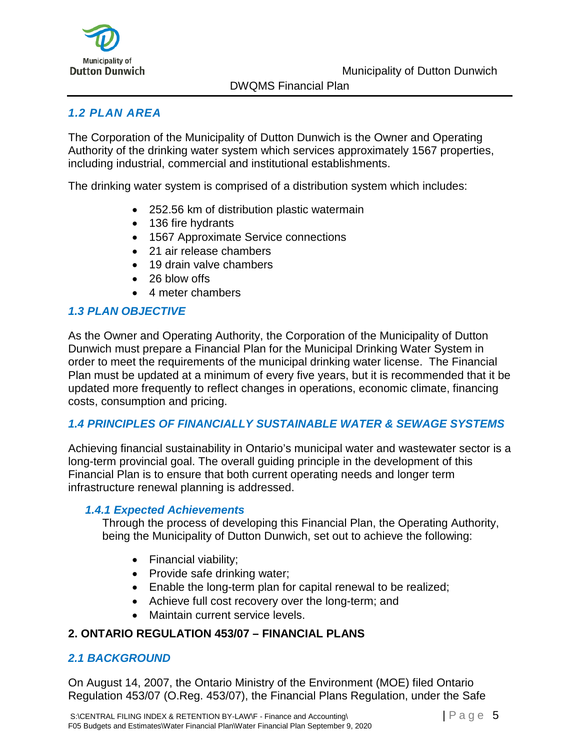### 1.2 PLAN AREA

The Corporation of the Municipality of Dutton Dunwich is the Owner and Operating Authority of the drinking water system which services approximately 1567 properties, including industrial, commercial and institutional establishments.

The drinking water system is comprised of a distribution system which includes:

- 252.56 km of distribution plastic watermain
- 136 fire hydrants
- 1567 Approximate Service connections
- 21 air release chambers
- 19 drain valve chambers
- 26 blow offs
- 4 meter chambers

### 1.3 PLAN OBJECTIVE

As the Owner and Operating Authority, the Corporation of the Municipality of Dutton Dunwich must prepare a Financial Plan for the Municipal Drinking Water System in order to meet the requirements of the municipal drinking water license. The Financial Plan must be updated at a minimum of every five years, but it is recommended that it be updated more frequently to reflect changes in operations, economic climate, financing costs, consumption and pricing.

### 1.4 PRINCIPLES OF FINANCIALLY SUSTAINABLE WATER & SEWAGE SYSTEMS

Achieving financial sustainability in Ontario's municipal water and wastewater sector is a long-term provincial goal. The overall guiding principle in the development of this Financial Plan is to ensure that both current operating needs and longer term infrastructure renewal planning is addressed.

#### 1.4.1 Expected Achievements

Through the process of developing this Financial Plan, the Operating Authority, being the Municipality of Dutton Dunwich, set out to achieve the following:

- Financial viability;
- Provide safe drinking water;
- Enable the long-term plan for capital renewal to be realized;
- Achieve full cost recovery over the long-term; and
- Maintain current service levels.

## 2. ONTARIO REGULATION 453/07 – FINANCIAL PLANS

### 2.1 BACKGROUND

On August 14, 2007, the Ontario Ministry of the Environment (MOE) filed Ontario Regulation 453/07 (O.Reg. 453/07), the Financial Plans Regulation, under the Safe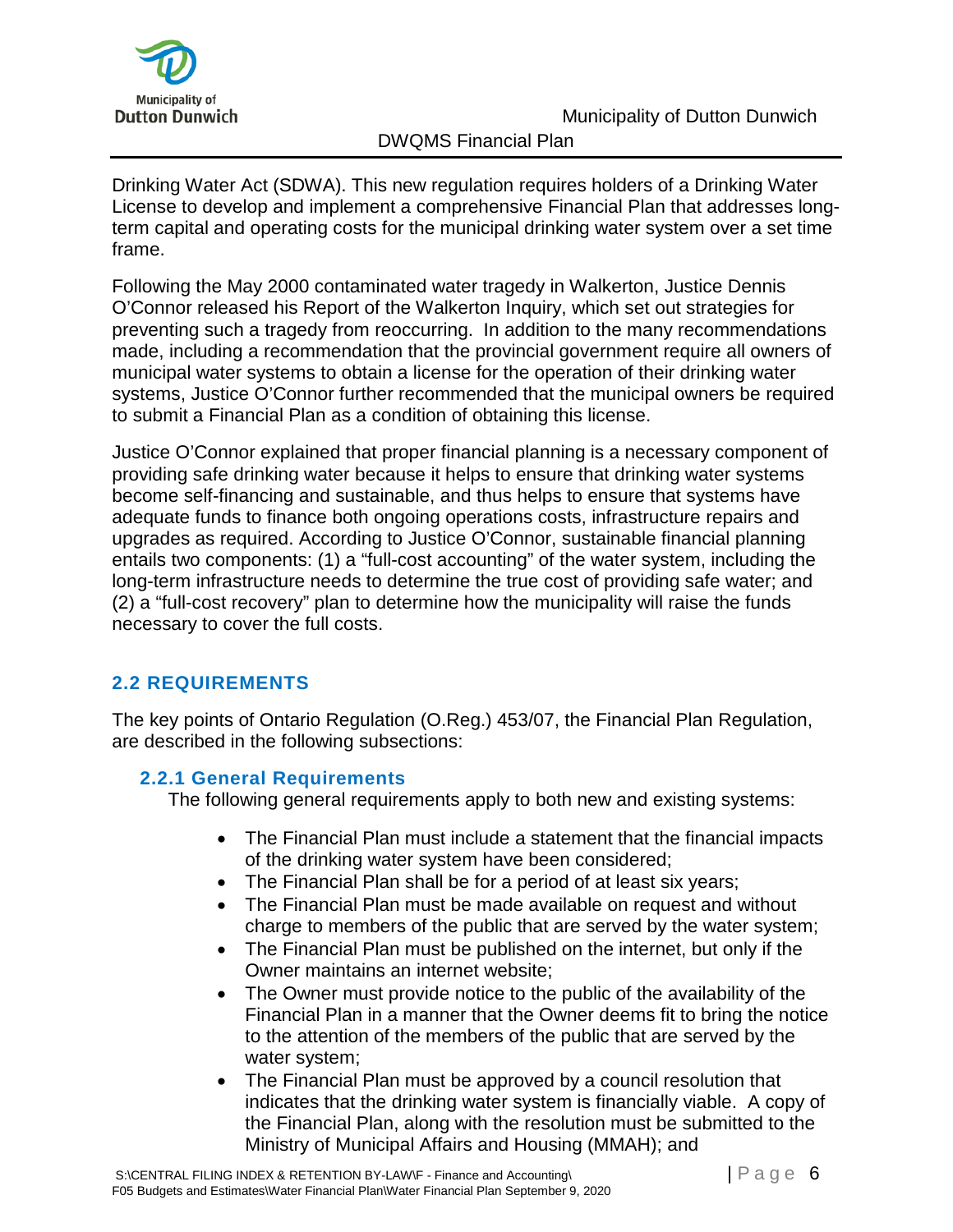Drinking Water Act (SDWA). This new regulation requires holders of a Drinking Water License to develop and implement a comprehensive Financial Plan that addresses long-term capital and operating costs for the municipal drinking water system over a set time frame.

Following the May 2000 contaminated water tragedy in Walkerton, Justice Dennis O'Connor released his Report of the Walkerton Inquiry, which set out strategies for preventing such a tragedy from reoccurring. In addition to the many recommendations made, including a recommendation that the provincial government require all owners of municipal water systems to obtain a license for the operation of their drinking water systems, Justice O'Connor further recommended that the municipal owners be required to submit a Financial Plan as a condition of obtaining this license.

Justice O'Connor explained that proper financial planning is a necessary component of providing safe drinking water because it helps to ensure that drinking water systems become self-financing and sustainable, and thus helps to ensure that systems have adequate funds to finance both ongoing operations costs, infrastructure repairs and upgrades as required. According to Justice O'Connor, sustainable financial planning entails two components: (1) a "full-cost accounting" of the water system, including the long-term infrastructure needs to determine the true cost of providing safe water; and (2) a "full-cost recovery" plan to determine how the municipality will raise the funds necessary to cover the full costs.

## 2.2 REQUIREMENTS

The key points of Ontario Regulation (O.Reg.) 453/07, the Financial Plan Regulation, are described in the following subsections:

### 2.2.1 General Requirements

The following general requirements apply to both new and existing systems:

- The Financial Plan must include a statement that the financial impacts of the drinking water system have been considered;
- The Financial Plan shall be for a period of at least six years;
- The Financial Plan must be made available on request and without charge to members of the public that are served by the water system;
- The Financial Plan must be published on the internet, but only if the Owner maintains an internet website;
- The Owner must provide notice to the public of the availability of the Financial Plan in a manner that the Owner deems fit to bring the notice to the attention of the members of the public that are served by the water system;
- The Financial Plan must be approved by a council resolution that indicates that the drinking water system is financially viable. A copy of the Financial Plan, along with the resolution must be submitted to the Ministry of Municipal Affairs and Housing (MMAH); and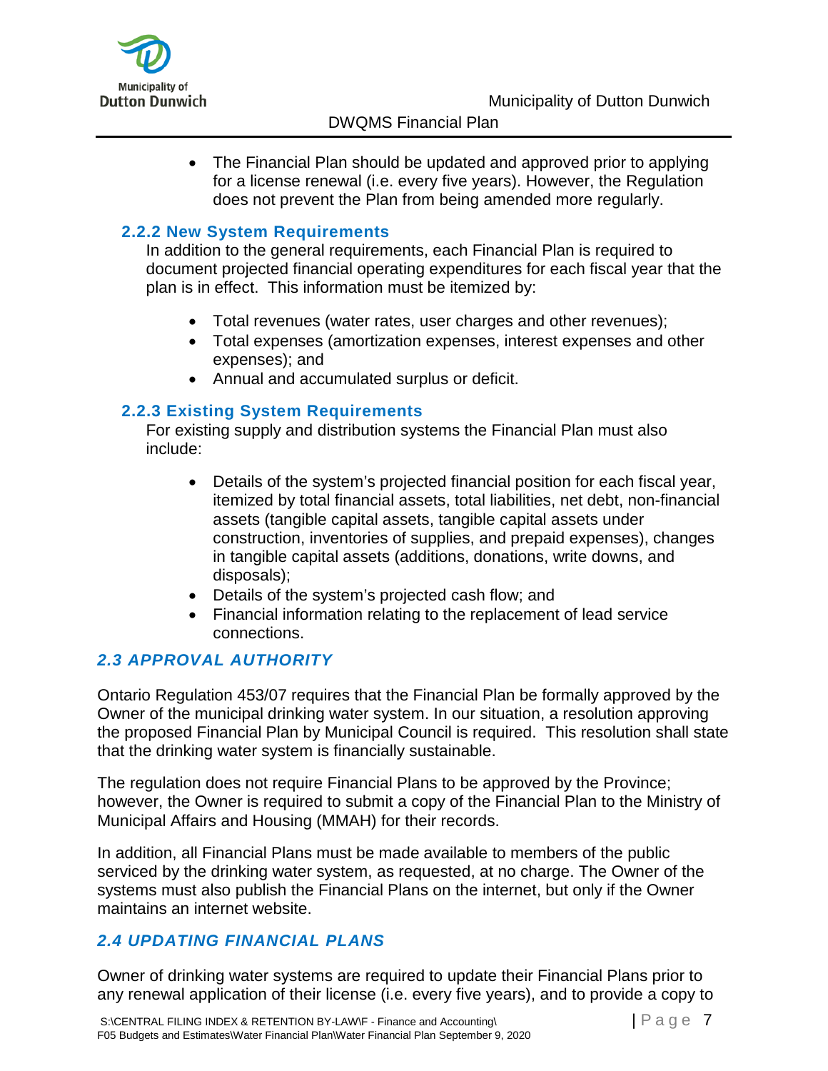- The Financial Plan should be updated and approved prior to applying for a license renewal (i.e. every five years). However, the Regulation does not prevent the Plan from being amended more regularly.

### 2.2.2 New System Requirements

In addition to the general requirements, each Financial Plan is required to document projected financial operating expenditures for each fiscal year that the plan is in effect. This information must be itemized by:

- Total revenues (water rates, user charges and other revenues);
- Total expenses (amortization expenses, interest expenses and other expenses); and
- Annual and accumulated surplus or deficit.

### 2.2.3 Existing System Requirements

For existing supply and distribution systems the Financial Plan must also include:

- Details of the system's projected financial position for each fiscal year, itemized by total financial assets, total liabilities, net debt, non-financial assets (tangible capital assets, tangible capital assets under construction, inventories of supplies, and prepaid expenses), changes in tangible capital assets (additions, donations, write downs, and disposals);
- Details of the system's projected cash flow; and
- Financial information relating to the replacement of lead service connections.

## *2.3 APPROVAL AUTHORITY*

Ontario Regulation 453/07 requires that the Financial Plan be formally approved by the Owner of the municipal drinking water system. In our situation, a resolution approving the proposed Financial Plan by Municipal Council is required. This resolution shall state that the drinking water system is financially sustainable.

The regulation does not require Financial Plans to be approved by the Province; however, the Owner is required to submit a copy of the Financial Plan to the Ministry of Municipal Affairs and Housing (MMAH) for their records.

In addition, all Financial Plans must be made available to members of the public serviced by the drinking water system, as requested, at no charge. The Owner of the systems must also publish the Financial Plans on the internet, but only if the Owner maintains an internet website.

## *2.4 UPDATING FINANCIAL PLANS*

Owner of drinking water systems are required to update their Financial Plans prior to any renewal application of their license (i.e. every five years), and to provide a copy to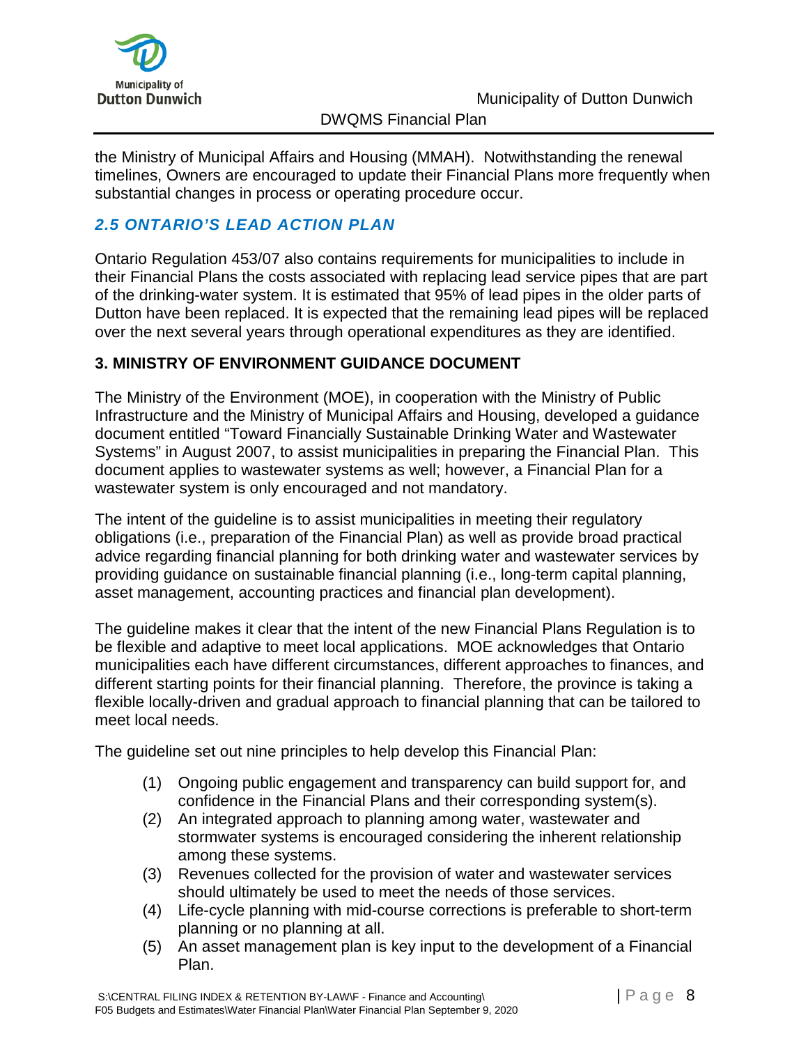the Ministry of Municipal Affairs and Housing (MMAH). Notwithstanding the renewal timelines, Owners are encouraged to update their Financial Plans more frequently when substantial changes in process or operating procedure occur.

### *2.5 ONTARIO'S LEAD ACTION PLAN*

Ontario Regulation 453/07 also contains requirements for municipalities to include in their Financial Plans the costs associated with replacing lead service pipes that are part of the drinking-water system. It is estimated that 95% of lead pipes in the older parts of Dutton have been replaced. It is expected that the remaining lead pipes will be replaced over the next several years through operational expenditures as they are identified.

## 3. MINISTRY OF ENVIRONMENT GUIDANCE DOCUMENT

The Ministry of the Environment (MOE), in cooperation with the Ministry of Public Infrastructure and the Ministry of Municipal Affairs and Housing, developed a guidance document entitled "Toward Financially Sustainable Drinking Water and Wastewater Systems" in August 2007, to assist municipalities in preparing the Financial Plan. This document applies to wastewater systems as well; however, a Financial Plan for a wastewater system is only encouraged and not mandatory.

The intent of the guideline is to assist municipalities in meeting their regulatory obligations (i.e., preparation of the Financial Plan) as well as provide broad practical advice regarding financial planning for both drinking water and wastewater services by providing guidance on sustainable financial planning (i.e., long-term capital planning, asset management, accounting practices and financial plan development).

The guideline makes it clear that the intent of the new Financial Plans Regulation is to be flexible and adaptive to meet local applications. MOE acknowledges that Ontario municipalities each have different circumstances, different approaches to finances, and different starting points for their financial planning. Therefore, the province is taking a flexible locally-driven and gradual approach to financial planning that can be tailored to meet local needs.

The guideline set out nine principles to help develop this Financial Plan:

(1) Ongoing public engagement and transparency can build support for, and confidence in the Financial Plans and their corresponding system(s).
(2) An integrated approach to planning among water, wastewater and stormwater systems is encouraged considering the inherent relationship among these systems.
(3) Revenues collected for the provision of water and wastewater services should ultimately be used to meet the needs of those services.
(4) Life-cycle planning with mid-course corrections is preferable to short-term planning or no planning at all.
(5) An asset management plan is key input to the development of a Financial Plan.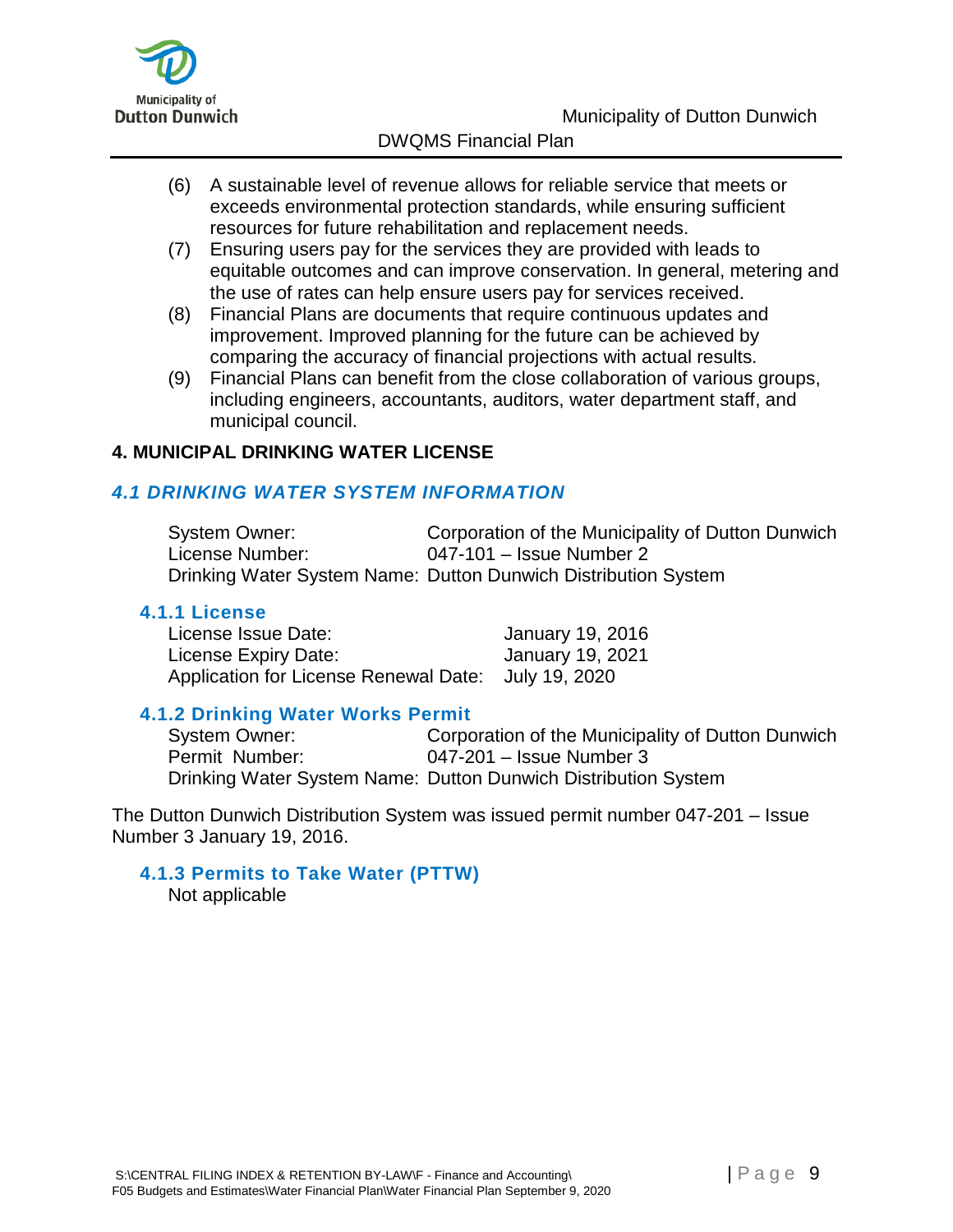(6) A sustainable level of revenue allows for reliable service that meets or exceeds environmental protection standards, while ensuring sufficient resources for future rehabilitation and replacement needs.

(7) Ensuring users pay for the services they are provided with leads to equitable outcomes and can improve conservation. In general, metering and the use of rates can help ensure users pay for services received.

(8) Financial Plans are documents that require continuous updates and improvement. Improved planning for the future can be achieved by comparing the accuracy of financial projections with actual results.

(9) Financial Plans can benefit from the close collaboration of various groups, including engineers, accountants, auditors, water department staff, and municipal council.

## 4. MUNICIPAL DRINKING WATER LICENSE

### *4.1 DRINKING WATER SYSTEM INFORMATION*

System Owner: Corporation of the Municipality of Dutton Dunwich
License Number: 047-101 – Issue Number 2
Drinking Water System Name: Dutton Dunwich Distribution System

#### 4.1.1 License

License Issue Date: January 19, 2016
License Expiry Date: January 19, 2021
Application for License Renewal Date: July 19, 2020

#### 4.1.2 Drinking Water Works Permit

System Owner: Corporation of the Municipality of Dutton Dunwich
Permit Number: 047-201 – Issue Number 3
Drinking Water System Name: Dutton Dunwich Distribution System

The Dutton Dunwich Distribution System was issued permit number 047-201 – Issue Number 3 January 19, 2016.

#### 4.1.3 Permits to Take Water (PTTW)

Not applicable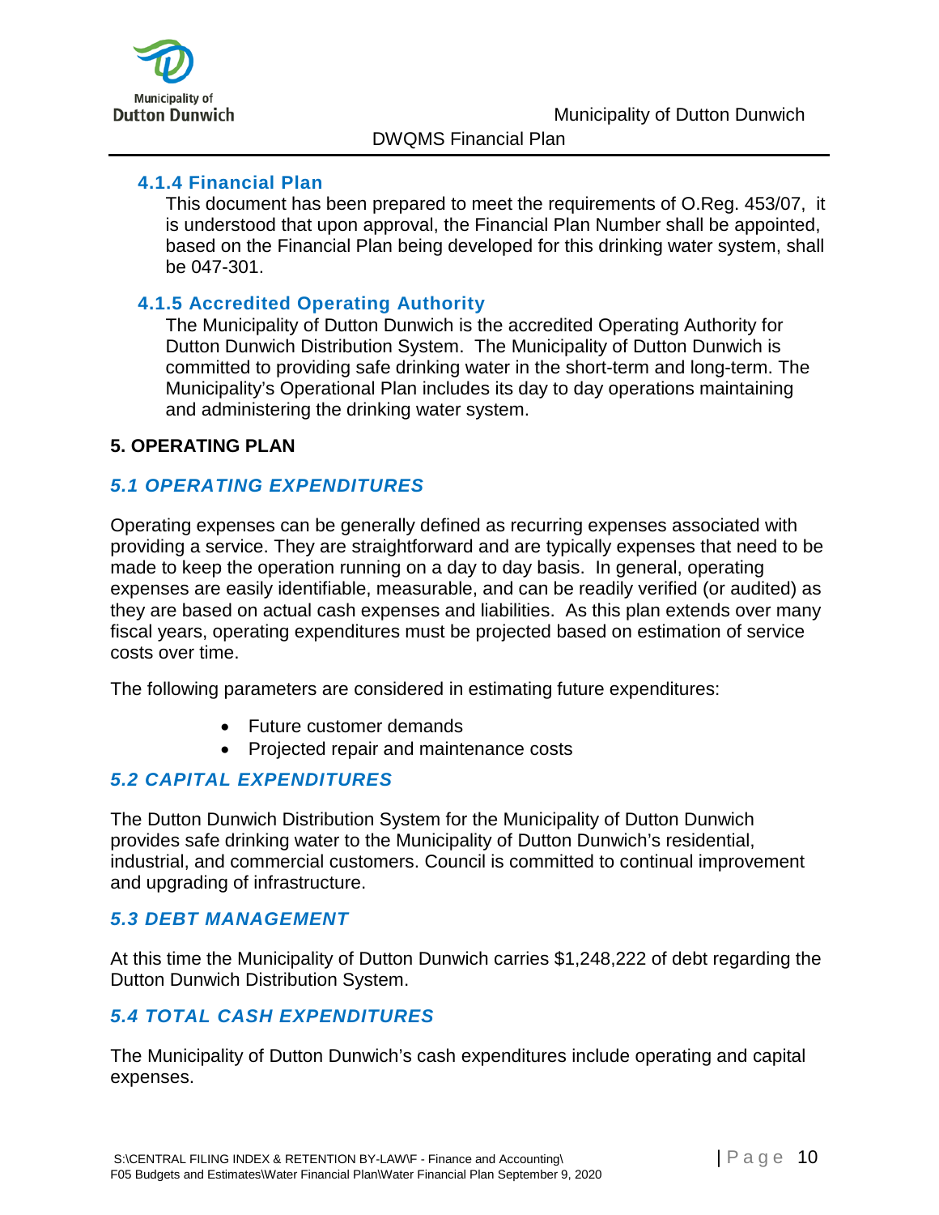#### 4.1.4 Financial Plan

This document has been prepared to meet the requirements of O.Reg. 453/07, it is understood that upon approval, the Financial Plan Number shall be appointed, based on the Financial Plan being developed for this drinking water system, shall be 047-301.

#### 4.1.5 Accredited Operating Authority

The Municipality of Dutton Dunwich is the accredited Operating Authority for Dutton Dunwich Distribution System. The Municipality of Dutton Dunwich is committed to providing safe drinking water in the short-term and long-term. The Municipality's Operational Plan includes its day to day operations maintaining and administering the drinking water system.

## 5. OPERATING PLAN

### *5.1 OPERATING EXPENDITURES*

Operating expenses can be generally defined as recurring expenses associated with providing a service. They are straightforward and are typically expenses that need to be made to keep the operation running on a day to day basis. In general, operating expenses are easily identifiable, measurable, and can be readily verified (or audited) as they are based on actual cash expenses and liabilities. As this plan extends over many fiscal years, operating expenditures must be projected based on estimation of service costs over time.

The following parameters are considered in estimating future expenditures:

- Future customer demands
- Projected repair and maintenance costs

### *5.2 CAPITAL EXPENDITURES*

The Dutton Dunwich Distribution System for the Municipality of Dutton Dunwich provides safe drinking water to the Municipality of Dutton Dunwich's residential, industrial, and commercial customers. Council is committed to continual improvement and upgrading of infrastructure.

### *5.3 DEBT MANAGEMENT*

At this time the Municipality of Dutton Dunwich carries $1,248,222 of debt regarding the Dutton Dunwich Distribution System.

### *5.4 TOTAL CASH EXPENDITURES*

The Municipality of Dutton Dunwich's cash expenditures include operating and capital expenses.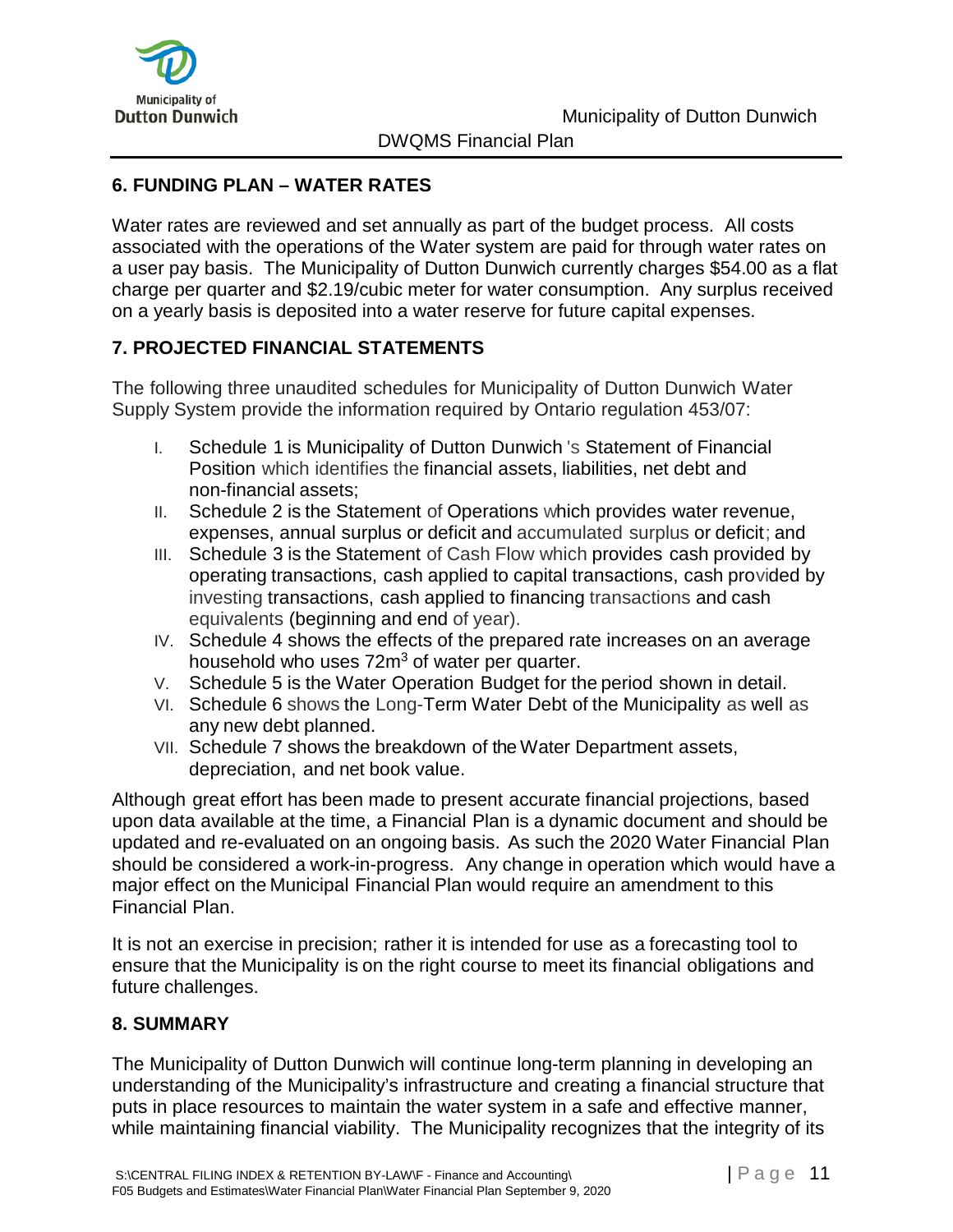## 6. FUNDING PLAN – WATER RATES

Water rates are reviewed and set annually as part of the budget process. All costs associated with the operations of the Water system are paid for through water rates on a user pay basis. The Municipality of Dutton Dunwich currently charges $54.00 as a flat charge per quarter and $2.19/cubic meter for water consumption. Any surplus received on a yearly basis is deposited into a water reserve for future capital expenses.

## 7. PROJECTED FINANCIAL STATEMENTS

The following three unaudited schedules for Municipality of Dutton Dunwich Water Supply System provide the information required by Ontario regulation 453/07:

I. Schedule 1 is Municipality of Dutton Dunwich 's Statement of Financial Position which identifies the financial assets, liabilities, net debt and non-financial assets;
II. Schedule 2 is the Statement of Operations which provides water revenue, expenses, annual surplus or deficit and accumulated surplus or deficit; and
III. Schedule 3 is the Statement of Cash Flow which provides cash provided by operating transactions, cash applied to capital transactions, cash provided by investing transactions, cash applied to financing transactions and cash equivalents (beginning and end of year).
IV. Schedule 4 shows the effects of the prepared rate increases on an average household who uses $72m^3$ of water per quarter.
V. Schedule 5 is the Water Operation Budget for the period shown in detail.
VI. Schedule 6 shows the Long-Term Water Debt of the Municipality as well as any new debt planned.
VII. Schedule 7 shows the breakdown of the Water Department assets, depreciation, and net book value.

Although great effort has been made to present accurate financial projections, based upon data available at the time, a Financial Plan is a dynamic document and should be updated and re-evaluated on an ongoing basis. As such the 2020 Water Financial Plan should be considered a work-in-progress. Any change in operation which would have a major effect on the Municipal Financial Plan would require an amendment to this Financial Plan.

It is not an exercise in precision; rather it is intended for use as a forecasting tool to ensure that the Municipality is on the right course to meet its financial obligations and future challenges.

## 8. SUMMARY

The Municipality of Dutton Dunwich will continue long-term planning in developing an understanding of the Municipality's infrastructure and creating a financial structure that puts in place resources to maintain the water system in a safe and effective manner, while maintaining financial viability. The Municipality recognizes that the integrity of its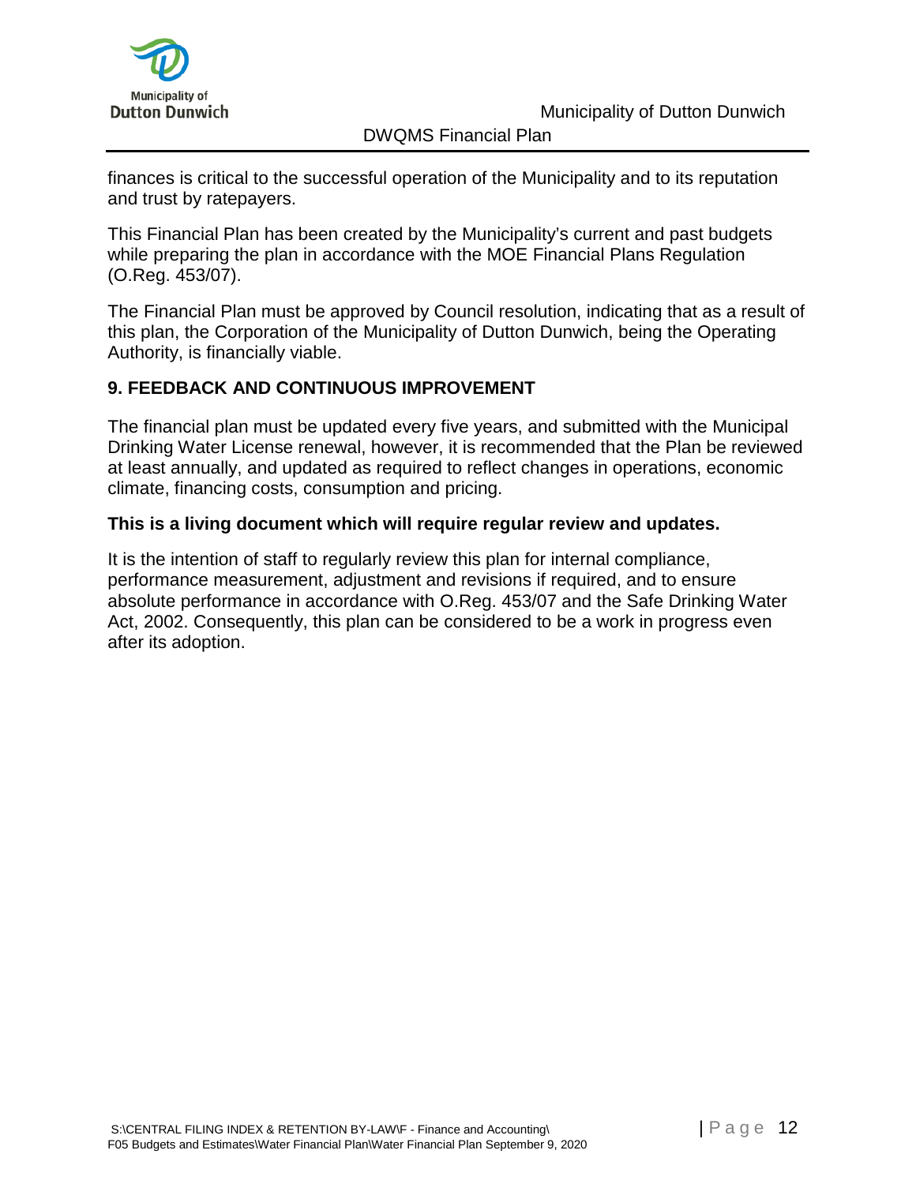finances is critical to the successful operation of the Municipality and to its reputation and trust by ratepayers.

This Financial Plan has been created by the Municipality's current and past budgets while preparing the plan in accordance with the MOE Financial Plans Regulation (O.Reg. 453/07).

The Financial Plan must be approved by Council resolution, indicating that as a result of this plan, the Corporation of the Municipality of Dutton Dunwich, being the Operating Authority, is financially viable.

## 9. FEEDBACK AND CONTINUOUS IMPROVEMENT

The financial plan must be updated every five years, and submitted with the Municipal Drinking Water License renewal, however, it is recommended that the Plan be reviewed at least annually, and updated as required to reflect changes in operations, economic climate, financing costs, consumption and pricing.

**This is a living document which will require regular review and updates.**

It is the intention of staff to regularly review this plan for internal compliance, performance measurement, adjustment and revisions if required, and to ensure absolute performance in accordance with O.Reg. 453/07 and the Safe Drinking Water Act, 2002. Consequently, this plan can be considered to be a work in progress even after its adoption.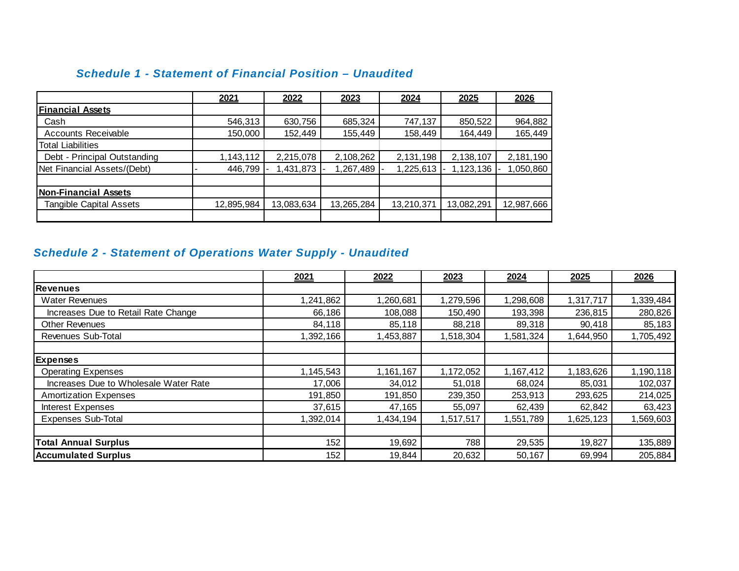### *Schedule 1 - Statement of Financial Position – Unaudited*

| | 2021 | 2022 | 2023 | 2024 | 2025 | 2026 |
|---|---|---|---|---|---|---|
| **Financial Assets** | | | | | | |
| Cash | 546,313 | 630,756 | 685,324 | 747,137 | 850,522 | 964,882 |
| Accounts Receivable | 150,000 | 152,449 | 155,449 | 158,449 | 164,449 | 165,449 |
| Total Liabilities | | | | | | |
| Debt - Principal Outstanding | 1,143,112 | 2,215,078 | 2,108,262 | 2,131,198 | 2,138,107 | 2,181,190 |
| Net Financial Assets/(Debt) | - 446,799 | - 1,431,873 | - 1,267,489 | - 1,225,613 | - 1,123,136 | - 1,050,860 |
| | | | | | | |
| **Non-Financial Assets** | | | | | | |
| Tangible Capital Assets | 12,895,984 | 13,083,634 | 13,265,284 | 13,210,371 | 13,082,291 | 12,987,666 |

### *Schedule 2 - Statement of Operations Water Supply - Unaudited*

| | 2021 | 2022 | 2023 | 2024 | 2025 | 2026 |
|---|---|---|---|---|---|---|
| **Revenues** | | | | | | |
| Water Revenues | 1,241,862 | 1,260,681 | 1,279,596 | 1,298,608 | 1,317,717 | 1,339,484 |
| Increases Due to Retail Rate Change | 66,186 | 108,088 | 150,490 | 193,398 | 236,815 | 280,826 |
| Other Revenues | 84,118 | 85,118 | 88,218 | 89,318 | 90,418 | 85,183 |
| Revenues Sub-Total | 1,392,166 | 1,453,887 | 1,518,304 | 1,581,324 | 1,644,950 | 1,705,492 |
| | | | | | | |
| **Expenses** | | | | | | |
| Operating Expenses | 1,145,543 | 1,161,167 | 1,172,052 | 1,167,412 | 1,183,626 | 1,190,118 |
| Increases Due to Wholesale Water Rate | 17,006 | 34,012 | 51,018 | 68,024 | 85,031 | 102,037 |
| Amortization Expenses | 191,850 | 191,850 | 239,350 | 253,913 | 293,625 | 214,025 |
| Interest Expenses | 37,615 | 47,165 | 55,097 | 62,439 | 62,842 | 63,423 |
| Expenses Sub-Total | 1,392,014 | 1,434,194 | 1,517,517 | 1,551,789 | 1,625,123 | 1,569,603 |
| | | | | | | |
| **Total Annual Surplus** | 152 | 19,692 | 788 | 29,535 | 19,827 | 135,889 |
| **Accumulated Surplus** | 152 | 19,844 | 20,632 | 50,167 | 69,994 | 205,884 |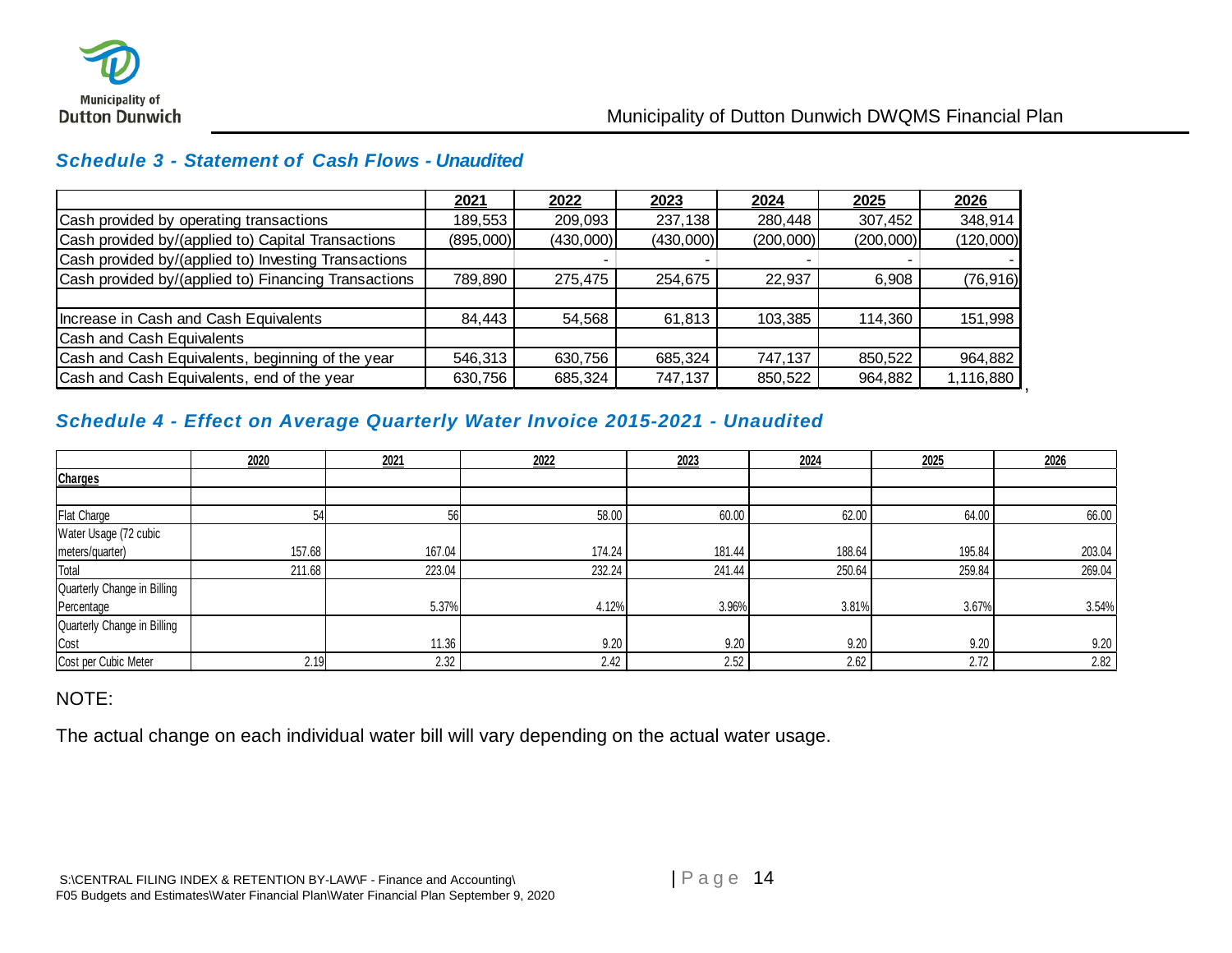### *Schedule 3 - Statement of Cash Flows - Unaudited*

| | 2021 | 2022 | 2023 | 2024 | 2025 | 2026 |
|---|---|---|---|---|---|---|
| Cash provided by operating transactions | 189,553 | 209,093 | 237,138 | 280,448 | 307,452 | 348,914 |
| Cash provided by/(applied to) Capital Transactions | (895,000) | (430,000) | (430,000) | (200,000) | (200,000) | (120,000) |
| Cash provided by/(applied to) Investing Transactions | | - | - | - | - | - |
| Cash provided by/(applied to) Financing Transactions | 789,890 | 275,475 | 254,675 | 22,937 | 6,908 | (76,916) |
| | | | | | | |
| Increase in Cash and Cash Equivalents | 84,443 | 54,568 | 61,813 | 103,385 | 114,360 | 151,998 |
| Cash and Cash Equivalents | | | | | | |
| Cash and Cash Equivalents, beginning of the year | 546,313 | 630,756 | 685,324 | 747,137 | 850,522 | 964,882 |
| Cash and Cash Equivalents, end of the year | 630,756 | 685,324 | 747,137 | 850,522 | 964,882 | 1,116,880 |

### *Schedule 4 - Effect on Average Quarterly Water Invoice 2015-2021 - Unaudited*

| | 2020 | 2021 | 2022 | 2023 | 2024 | 2025 | 2026 |
|---|---|---|---|---|---|---|---|
| **Charges** | | | | | | | |
| | | | | | | | |
| Flat Charge | 54 | 56 | 58.00 | 60.00 | 62.00 | 64.00 | 66.00 |
| Water Usage (72 cubic meters/quarter) | 157.68 | 167.04 | 174.24 | 181.44 | 188.64 | 195.84 | 203.04 |
| Total | 211.68 | 223.04 | 232.24 | 241.44 | 250.64 | 259.84 | 269.04 |
| Quarterly Change in Billing Percentage | | 5.37% | 4.12% | 3.96% | 3.81% | 3.67% | 3.54% |
| Quarterly Change in Billing Cost | | 11.36 | 9.20 | 9.20 | 9.20 | 9.20 | 9.20 |
| Cost per Cubic Meter | 2.19 | 2.32 | 2.42 | 2.52 | 2.62 | 2.72 | 2.82 |

NOTE:

The actual change on each individual water bill will vary depending on the actual water usage.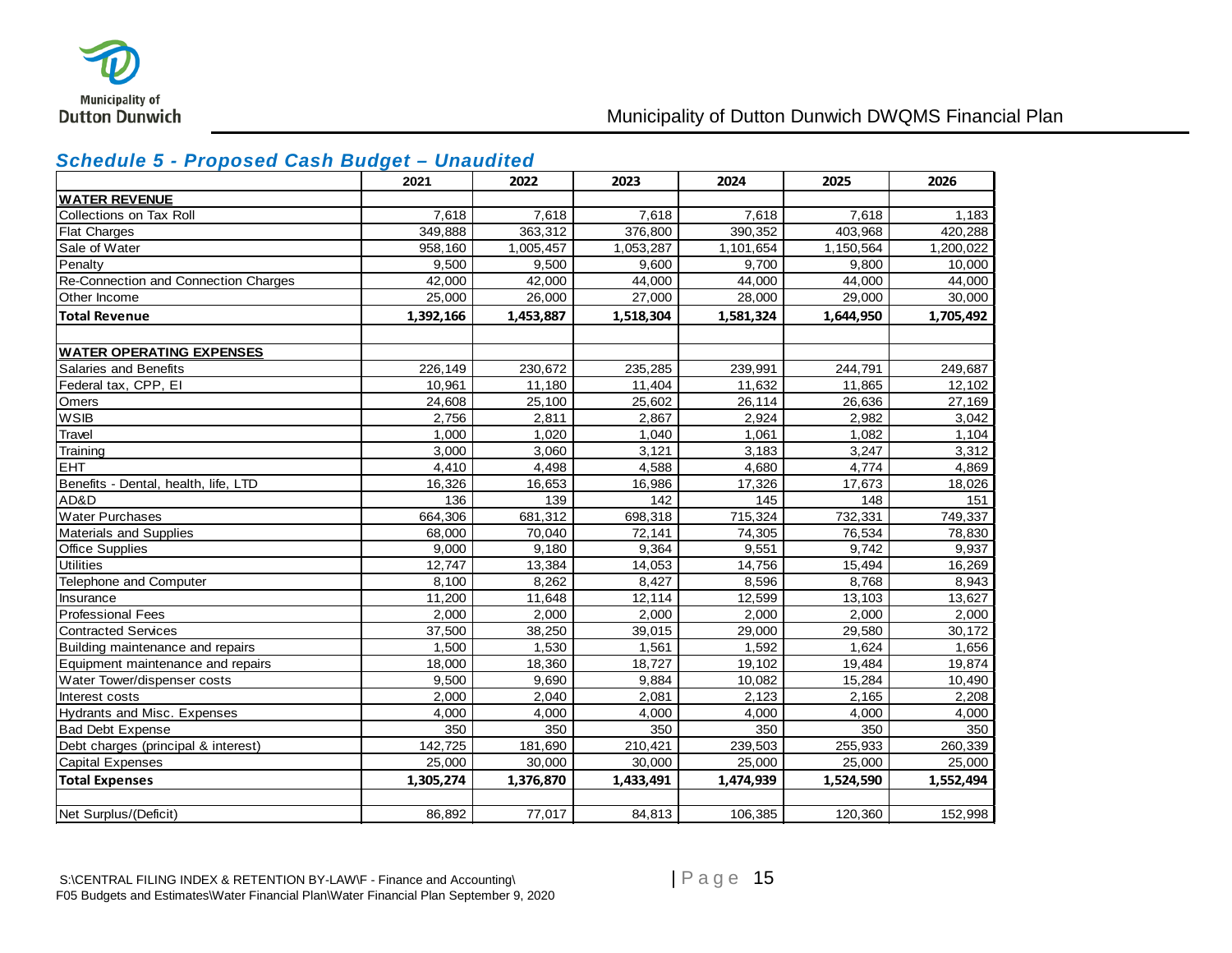## *Schedule 5 - Proposed Cash Budget – Unaudited*

| | 2021 | 2022 | 2023 | 2024 | 2025 | 2026 |
|---|---|---|---|---|---|---|
| **WATER REVENUE** | | | | | | |
| Collections on Tax Roll | 7,618 | 7,618 | 7,618 | 7,618 | 7,618 | 1,183 |
| Flat Charges | 349,888 | 363,312 | 376,800 | 390,352 | 403,968 | 420,288 |
| Sale of Water | 958,160 | 1,005,457 | 1,053,287 | 1,101,654 | 1,150,564 | 1,200,022 |
| Penalty | 9,500 | 9,500 | 9,600 | 9,700 | 9,800 | 10,000 |
| Re-Connection and Connection Charges | 42,000 | 42,000 | 44,000 | 44,000 | 44,000 | 44,000 |
| Other Income | 25,000 | 26,000 | 27,000 | 28,000 | 29,000 | 30,000 |
| **Total Revenue** | **1,392,166** | **1,453,887** | **1,518,304** | **1,581,324** | **1,644,950** | **1,705,492** |
| | | | | | | |
| **WATER OPERATING EXPENSES** | | | | | | |
| Salaries and Benefits | 226,149 | 230,672 | 235,285 | 239,991 | 244,791 | 249,687 |
| Federal tax, CPP, EI | 10,961 | 11,180 | 11,404 | 11,632 | 11,865 | 12,102 |
| Omers | 24,608 | 25,100 | 25,602 | 26,114 | 26,636 | 27,169 |
| WSIB | 2,756 | 2,811 | 2,867 | 2,924 | 2,982 | 3,042 |
| Travel | 1,000 | 1,020 | 1,040 | 1,061 | 1,082 | 1,104 |
| Training | 3,000 | 3,060 | 3,121 | 3,183 | 3,247 | 3,312 |
| EHT | 4,410 | 4,498 | 4,588 | 4,680 | 4,774 | 4,869 |
| Benefits - Dental, health, life, LTD | 16,326 | 16,653 | 16,986 | 17,326 | 17,673 | 18,026 |
| AD&D | 136 | 139 | 142 | 145 | 148 | 151 |
| Water Purchases | 664,306 | 681,312 | 698,318 | 715,324 | 732,331 | 749,337 |
| Materials and Supplies | 68,000 | 70,040 | 72,141 | 74,305 | 76,534 | 78,830 |
| Office Supplies | 9,000 | 9,180 | 9,364 | 9,551 | 9,742 | 9,937 |
| Utilities | 12,747 | 13,384 | 14,053 | 14,756 | 15,494 | 16,269 |
| Telephone and Computer | 8,100 | 8,262 | 8,427 | 8,596 | 8,768 | 8,943 |
| Insurance | 11,200 | 11,648 | 12,114 | 12,599 | 13,103 | 13,627 |
| Professional Fees | 2,000 | 2,000 | 2,000 | 2,000 | 2,000 | 2,000 |
| Contracted Services | 37,500 | 38,250 | 39,015 | 29,000 | 29,580 | 30,172 |
| Building maintenance and repairs | 1,500 | 1,530 | 1,561 | 1,592 | 1,624 | 1,656 |
| Equipment maintenance and repairs | 18,000 | 18,360 | 18,727 | 19,102 | 19,484 | 19,874 |
| Water Tower/dispenser costs | 9,500 | 9,690 | 9,884 | 10,082 | 15,284 | 10,490 |
| Interest costs | 2,000 | 2,040 | 2,081 | 2,123 | 2,165 | 2,208 |
| Hydrants and Misc. Expenses | 4,000 | 4,000 | 4,000 | 4,000 | 4,000 | 4,000 |
| Bad Debt Expense | 350 | 350 | 350 | 350 | 350 | 350 |
| Debt charges (principal & interest) | 142,725 | 181,690 | 210,421 | 239,503 | 255,933 | 260,339 |
| Capital Expenses | 25,000 | 30,000 | 30,000 | 25,000 | 25,000 | 25,000 |
| **Total Expenses** | **1,305,274** | **1,376,870** | **1,433,491** | **1,474,939** | **1,524,590** | **1,552,494** |
| | | | | | | |
| Net Surplus/(Deficit) | 86,892 | 77,017 | 84,813 | 106,385 | 120,360 | 152,998 |

S:\CENTRAL FILING INDEX & RETENTION BY-LAW\F - Finance and Accounting\
F05 Budgets and Estimates\Water Financial Plan\Water Financial Plan September 9, 2020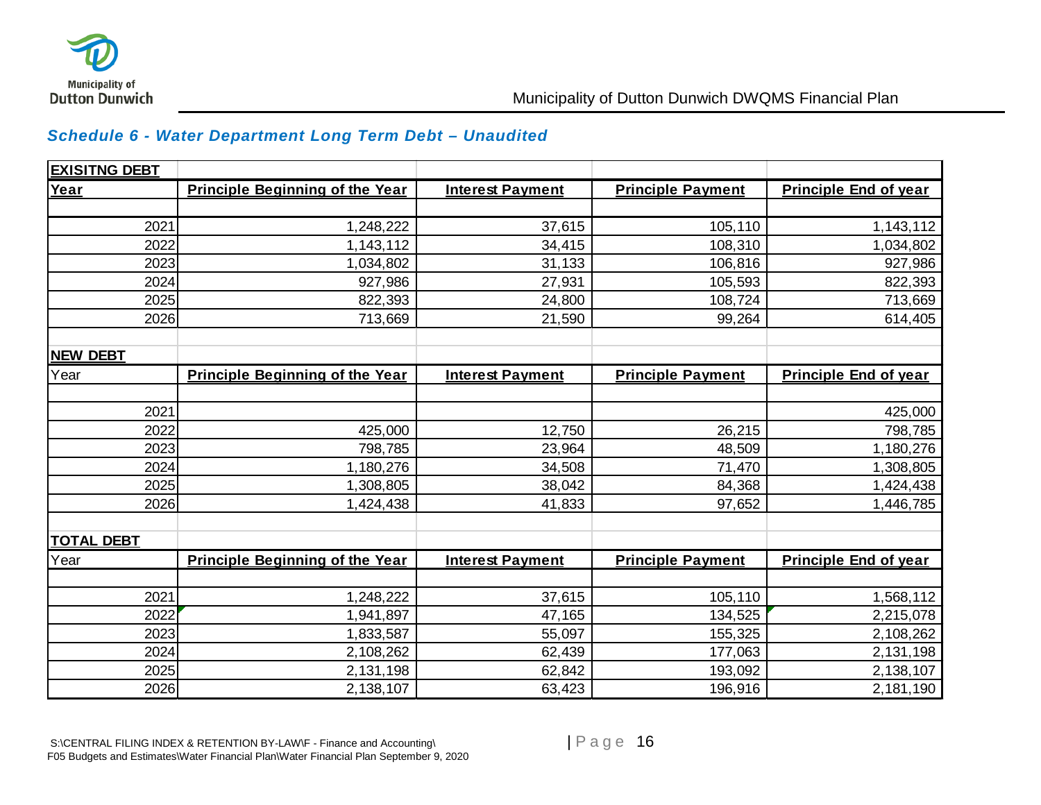*Schedule 6 - Water Department Long Term Debt – Unaudited*

| **EXISITNG DEBT** | | | | |
|---|---|---|---|---|
| **Year** | **Principle Beginning of the Year** | **Interest Payment** | **Principle Payment** | **Principle End of year** |
| | | | | |
| 2021 | 1,248,222 | 37,615 | 105,110 | 1,143,112 |
| 2022 | 1,143,112 | 34,415 | 108,310 | 1,034,802 |
| 2023 | 1,034,802 | 31,133 | 106,816 | 927,986 |
| 2024 | 927,986 | 27,931 | 105,593 | 822,393 |
| 2025 | 822,393 | 24,800 | 108,724 | 713,669 |
| 2026 | 713,669 | 21,590 | 99,264 | 614,405 |
| | | | | |
| **NEW DEBT** | | | | |
| Year | **Principle Beginning of the Year** | **Interest Payment** | **Principle Payment** | **Principle End of year** |
| | | | | |
| 2021 | | | | 425,000 |
| 2022 | 425,000 | 12,750 | 26,215 | 798,785 |
| 2023 | 798,785 | 23,964 | 48,509 | 1,180,276 |
| 2024 | 1,180,276 | 34,508 | 71,470 | 1,308,805 |
| 2025 | 1,308,805 | 38,042 | 84,368 | 1,424,438 |
| 2026 | 1,424,438 | 41,833 | 97,652 | 1,446,785 |
| | | | | |
| **TOTAL DEBT** | | | | |
| Year | **Principle Beginning of the Year** | **Interest Payment** | **Principle Payment** | **Principle End of year** |
| | | | | |
| 2021 | 1,248,222 | 37,615 | 105,110 | 1,568,112 |
| 2022 | 1,941,897 | 47,165 | 134,525 | 2,215,078 |
| 2023 | 1,833,587 | 55,097 | 155,325 | 2,108,262 |
| 2024 | 2,108,262 | 62,439 | 177,063 | 2,131,198 |
| 2025 | 2,131,198 | 62,842 | 193,092 | 2,138,107 |
| 2026 | 2,138,107 | 63,423 | 196,916 | 2,181,190 |

S:\CENTRAL FILING INDEX & RETENTION BY-LAW\F - Finance and Accounting\
F05 Budgets and Estimates\Water Financial Plan\Water Financial Plan September 9, 2020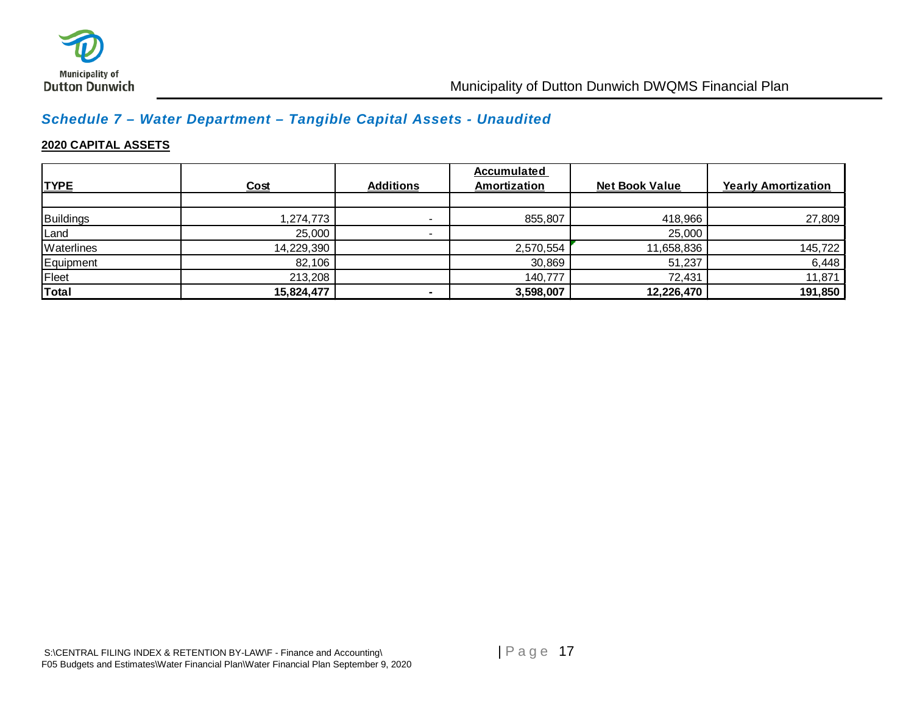## *Schedule 7 – Water Department – Tangible Capital Assets - Unaudited*

**2020 CAPITAL ASSETS**

| TYPE | Cost | Additions | Accumulated Amortization | Net Book Value | Yearly Amortization |
|---|---|---|---|---|---|
| | | | | | |
| Buildings | 1,274,773 | - | 855,807 | 418,966 | 27,809 |
| Land | 25,000 | - | | 25,000 | |
| Waterlines | 14,229,390 | | 2,570,554 | 11,658,836 | 145,722 |
| Equipment | 82,106 | | 30,869 | 51,237 | 6,448 |
| Fleet | 213,208 | | 140,777 | 72,431 | 11,871 |
| **Total** | **15,824,477** | **-** | **3,598,007** | **12,226,470** | **191,850** |

S:\CENTRAL FILING INDEX & RETENTION BY-LAW\F - Finance and Accounting\
F05 Budgets and Estimates\Water Financial Plan\Water Financial Plan September 9, 2020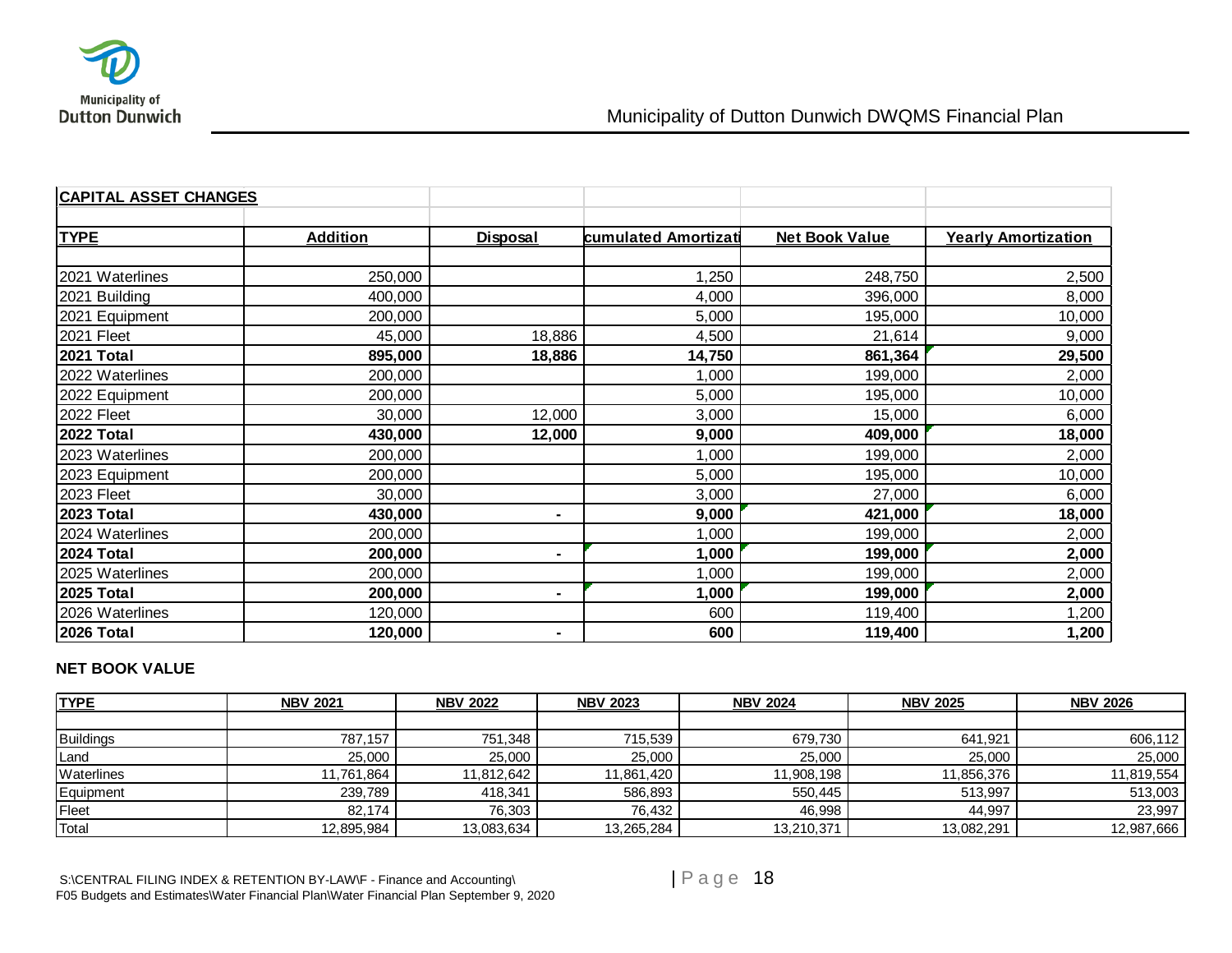## CAPITAL ASSET CHANGES

| TYPE | Addition | Disposal | cumulated Amortizati | Net Book Value | Yearly Amortization |
|---|---|---|---|---|---|
| 2021 Waterlines | 250,000 | | 1,250 | 248,750 | 2,500 |
| 2021 Building | 400,000 | | 4,000 | 396,000 | 8,000 |
| 2021 Equipment | 200,000 | | 5,000 | 195,000 | 10,000 |
| 2021 Fleet | 45,000 | 18,886 | 4,500 | 21,614 | 9,000 |
| **2021 Total** | **895,000** | **18,886** | **14,750** | **861,364** | **29,500** |
| 2022 Waterlines | 200,000 | | 1,000 | 199,000 | 2,000 |
| 2022 Equipment | 200,000 | | 5,000 | 195,000 | 10,000 |
| 2022 Fleet | 30,000 | 12,000 | 3,000 | 15,000 | 6,000 |
| **2022 Total** | **430,000** | **12,000** | **9,000** | **409,000** | **18,000** |
| 2023 Waterlines | 200,000 | | 1,000 | 199,000 | 2,000 |
| 2023 Equipment | 200,000 | | 5,000 | 195,000 | 10,000 |
| 2023 Fleet | 30,000 | | 3,000 | 27,000 | 6,000 |
| **2023 Total** | **430,000** | **-** | **9,000** | **421,000** | **18,000** |
| 2024 Waterlines | 200,000 | | 1,000 | 199,000 | 2,000 |
| **2024 Total** | **200,000** | **-** | **1,000** | **199,000** | **2,000** |
| 2025 Waterlines | 200,000 | | 1,000 | 199,000 | 2,000 |
| **2025 Total** | **200,000** | **-** | **1,000** | **199,000** | **2,000** |
| 2026 Waterlines | 120,000 | | 600 | 119,400 | 1,200 |
| **2026 Total** | **120,000** | **-** | **600** | **119,400** | **1,200** |

## NET BOOK VALUE

| TYPE | NBV 2021 | NBV 2022 | NBV 2023 | NBV 2024 | NBV 2025 | NBV 2026 |
|---|---|---|---|---|---|---|
| Buildings | 787,157 | 751,348 | 715,539 | 679,730 | 641,921 | 606,112 |
| Land | 25,000 | 25,000 | 25,000 | 25,000 | 25,000 | 25,000 |
| Waterlines | 11,761,864 | 11,812,642 | 11,861,420 | 11,908,198 | 11,856,376 | 11,819,554 |
| Equipment | 239,789 | 418,341 | 586,893 | 550,445 | 513,997 | 513,003 |
| Fleet | 82,174 | 76,303 | 76,432 | 46,998 | 44,997 | 23,997 |
| Total | 12,895,984 | 13,083,634 | 13,265,284 | 13,210,371 | 13,082,291 | 12,987,666 |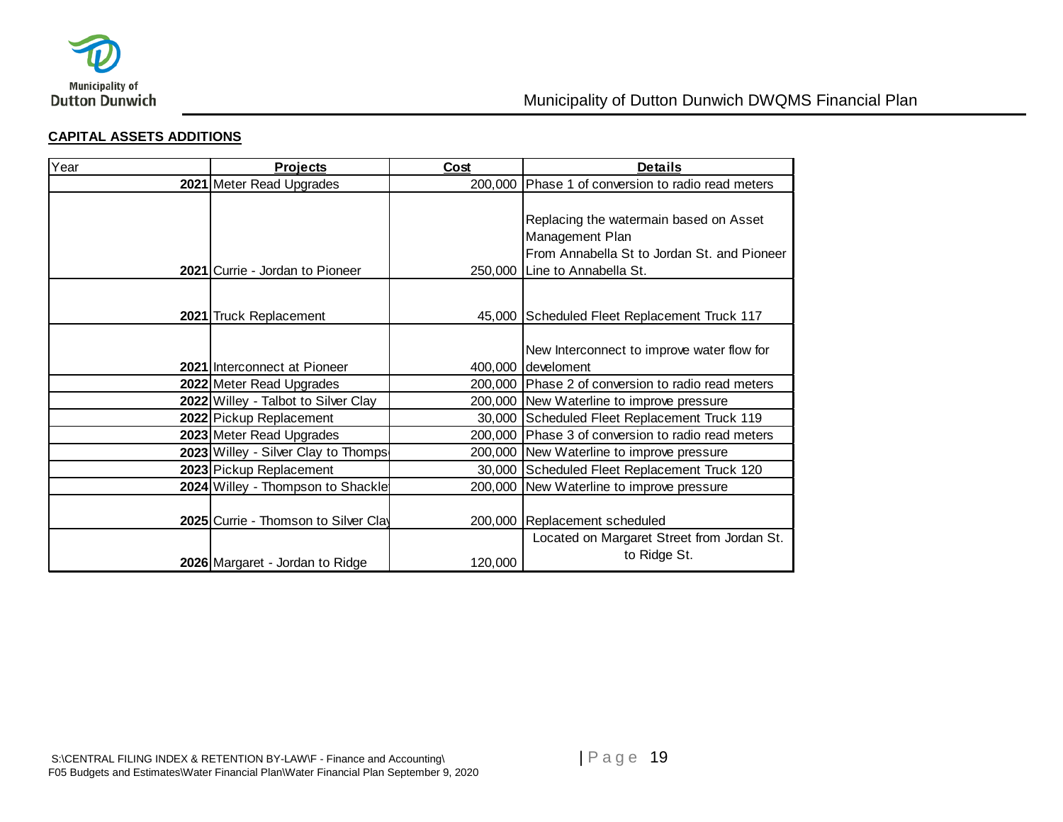**CAPITAL ASSETS ADDITIONS**

| Year | Projects | Cost | Details |
|---|---|---|---|
| **2021** | Meter Read Upgrades | 200,000 | Phase 1 of conversion to radio read meters |
| **2021** | Currie - Jordan to Pioneer | 250,000 | Replacing the watermain based on Asset Management Plan From Annabella St to Jordan St. and Pioneer Line to Annabella St. |
| **2021** | Truck Replacement | 45,000 | Scheduled Fleet Replacement Truck 117 |
| **2021** | Interconnect at Pioneer | 400,000 | New Interconnect to improve water flow for develoment |
| **2022** | Meter Read Upgrades | 200,000 | Phase 2 of conversion to radio read meters |
| **2022** | Willey - Talbot to Silver Clay | 200,000 | New Waterline to improve pressure |
| **2022** | Pickup Replacement | 30,000 | Scheduled Fleet Replacement Truck 119 |
| **2023** | Meter Read Upgrades | 200,000 | Phase 3 of conversion to radio read meters |
| **2023** | Willey - Silver Clay to Thomps | 200,000 | New Waterline to improve pressure |
| **2023** | Pickup Replacement | 30,000 | Scheduled Fleet Replacement Truck 120 |
| **2024** | Willey - Thompson to Shackle | 200,000 | New Waterline to improve pressure |
| **2025** | Currie - Thomson to Silver Clay | 200,000 | Replacement scheduled |
| **2026** | Margaret - Jordan to Ridge | 120,000 | Located on Margaret Street from Jordan St. to Ridge St. |

S:\CENTRAL FILING INDEX & RETENTION BY-LAW\F - Finance and Accounting\ F05 Budgets and Estimates\Water Financial Plan\Water Financial Plan September 9, 2020